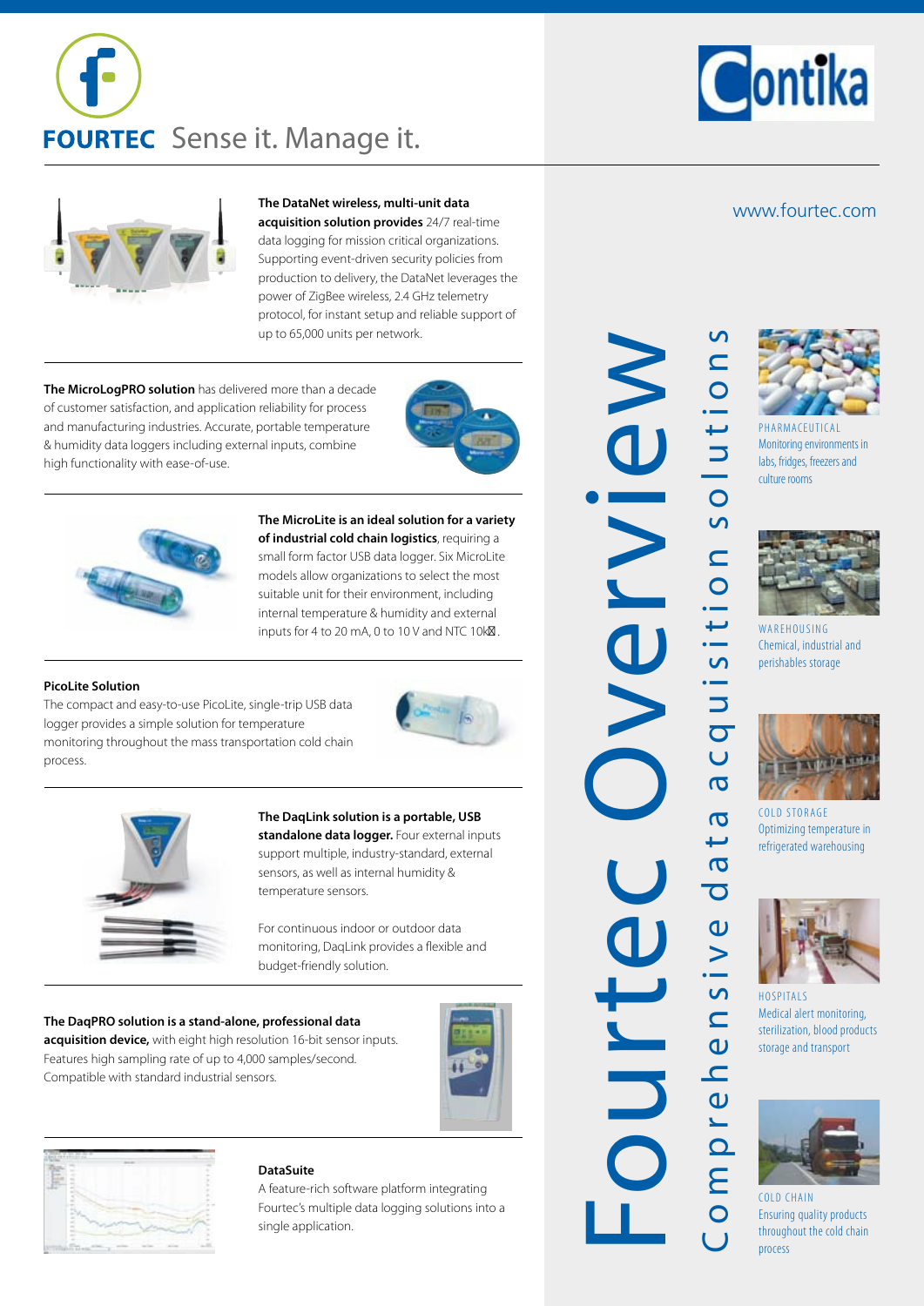# FOURTEC Sense it. Manage it.

Contika

www.fourtec.com

# Fourtec Overview

## Comprehensive data acquisition solutions

**The DataNet wireless, multi-unit data acquisition solution provides** 24/7 real-time data logging for mission critical organizations. Supporting event-driven security policies from production to delivery, the DataNet leverages the power of ZigBee wireless, 2.4 GHz telemetry protocol, for instant setup and reliable support of up to 65,000 units per network.

**The MicroLogPRO solution** has delivered more than a decade of customer satisfaction, and application reliability for process and manufacturing industries. Accurate, portable temperature & humidity data loggers including external inputs, combine high functionality with ease-of-use.

**The MicroLite is an ideal solution for a variety of industrial cold chain logistics**, requiring a small form factor USB data logger. Six MicroLite models allow organizations to select the most suitable unit for their environment, including internal temperature & humidity and external inputs for 4 to 20 mA, 0 to 10 V and NTC 10kΩ.

**PicoLite Solution**
The compact and easy-to-use PicoLite, single-trip USB data logger provides a simple solution for temperature monitoring throughout the mass transportation cold chain process.

**The DaqLink solution is a portable, USB standalone data logger.** Four external inputs support multiple, industry-standard, external sensors, as well as internal humidity & temperature sensors.

For continuous indoor or outdoor data monitoring, DaqLink provides a flexible and budget-friendly solution.

**The DaqPRO solution is a stand-alone, professional data acquisition device,** with eight high resolution 16-bit sensor inputs. Features high sampling rate of up to 4,000 samples/second. Compatible with standard industrial sensors.

**DataSuite**
A feature-rich software platform integrating Fourtec's multiple data logging solutions into a single application.

PHARMACEUTICAL
Monitoring environments in labs, fridges, freezers and culture rooms

WAREHOUSING
Chemical, industrial and perishables storage

COLD STORAGE
Optimizing temperature in refrigerated warehousing

HOSPITALS
Medical alert monitoring, sterilization, blood products storage and transport

COLD CHAIN
Ensuring quality products throughout the cold chain process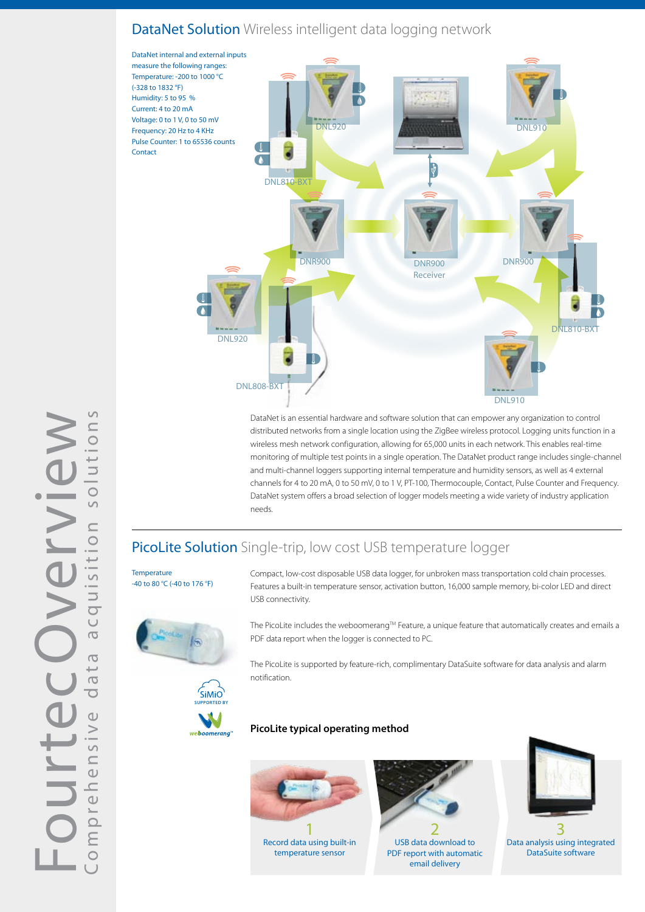## DataNet Solution Wireless intelligent data logging network

DataNet internal and external inputs measure the following ranges:
Temperature: -200 to 1000 °C (-328 to 1832 °F)
Humidity: 5 to 95 %
Current: 4 to 20 mA
Voltage: 0 to 1 V, 0 to 50 mV
Frequency: 20 Hz to 4 KHz
Pulse Counter: 1 to 65536 counts
Contact

DNL920 DNL910 DNL810-BXT DNR900 DNR900 Receiver DNR900 DNL920 DNL808-BXT DNL810-BXT DNL910

DataNet is an essential hardware and software solution that can empower any organization to control distributed networks from a single location using the ZigBee wireless protocol. Logging units function in a wireless mesh network configuration, allowing for 65,000 units in each network. This enables real-time monitoring of multiple test points in a single operation. The DataNet product range includes single-channel and multi-channel loggers supporting internal temperature and humidity sensors, as well as 4 external channels for 4 to 20 mA, 0 to 50 mV, 0 to 1 V, PT-100, Thermocouple, Contact, Pulse Counter and Frequency. DataNet system offers a broad selection of logger models meeting a wide variety of industry application needs.

## PicoLite Solution Single-trip, low cost USB temperature logger

Temperature
-40 to 80 °C (-40 to 176 °F)

Compact, low-cost disposable USB data logger, for unbroken mass transportation cold chain processes. Features a built-in temperature sensor, activation button, 16,000 sample memory, bi-color LED and direct USB connectivity.

The PicoLite includes the weboomerang™ Feature, a unique feature that automatically creates and emails a PDF data report when the logger is connected to PC.

The PicoLite is supported by feature-rich, complimentary DataSuite software for data analysis and alarm notification.

SiMiO SUPPORTED BY weboomerang™

### PicoLite typical operating method

1 Record data using built-in temperature sensor

2 USB data download to PDF report with automatic email delivery

3 Data analysis using integrated DataSuite software

Fourtec Overview
Comprehensive data acquisition solutions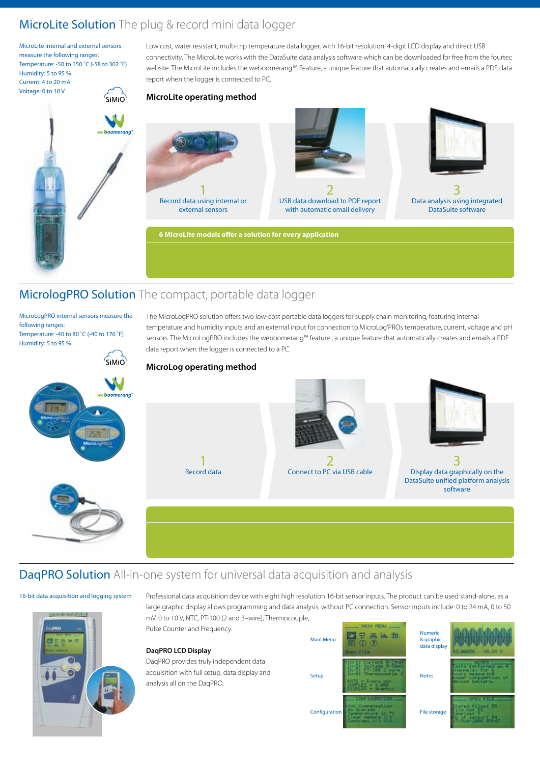# MicroLite Solution The plug & record mini data logger

MicroLite internal and external sensors measure the following ranges:
Temperature: -50 to 150 °C (-58 to 302 °F)
Humidity: 5 to 95 %
Current: 4 to 20 mA
Voltage: 0 to 10 V

SiMiO

weboomerang™

Low cost, water resistant, multi-trip temperature data logger, with 16-bit resolution, 4-digit LCD display and direct USB connectivity. The MicroLite works with the DataSuite data analysis software which can be downloaded for free from the fourtec website. The MicroLite includes the weboomerang™ Feature, a unique feature that automatically creates and emails a PDF data report when the logger is connected to PC.

## MicroLite operating method

1. Record data using internal or external sensors
2. USB data download to PDF report with automatic email delivery
3. Data analysis using integrated DataSuite software

**6 MicroLite models offer a solution for every application**

# MicrologPRO Solution The compact, portable data logger

MicroLogPRO internal sensors measure the following ranges:
Temperature: -40 to 80 °C (-40 to 176 °F)
Humidity: 5 to 95 %

SiMiO

weboomerang™

The MicroLogPRO solution offers two low-cost portable data loggers for supply chain monitoring, featuring internal temperature and humidity inputs and an external input for connection to MicroLog'PROs temperature, current, voltage and pH sensors. The MicroLogPRO includes the weboomerang™ feature , a unique feature that automatically creates and emails a PDF data report when the logger is connected to a PC.

## MicroLog operating method

1. Record data
2. Connect to PC via USB cable
3. Display data graphically on the DataSuite unified platform analysis software

# DaqPRO Solution All-in-one system for universal data acquisition and analysis

16-bit data acquisition and logging system

Professional data acquisition device with eight high resolution 16-bit sensor inputs. The product can be used stand-alone, as a large graphic display allows programming and data analysis, without PC connection. Sensor inputs include: 0 to 24 mA, 0 to 50 mV, 0 to 10 V, NTC, PT-100 (2 and 3–wire), Thermocouple, Pulse Counter and Frequency.

### DaqPRO LCD Display

DaqPRO provides fully independent data acquisition with full setup, data display and analysis all on the DaqPRO.

Main Menu

Setup

Configuration

Numeric & graphic data display

Notes

File storage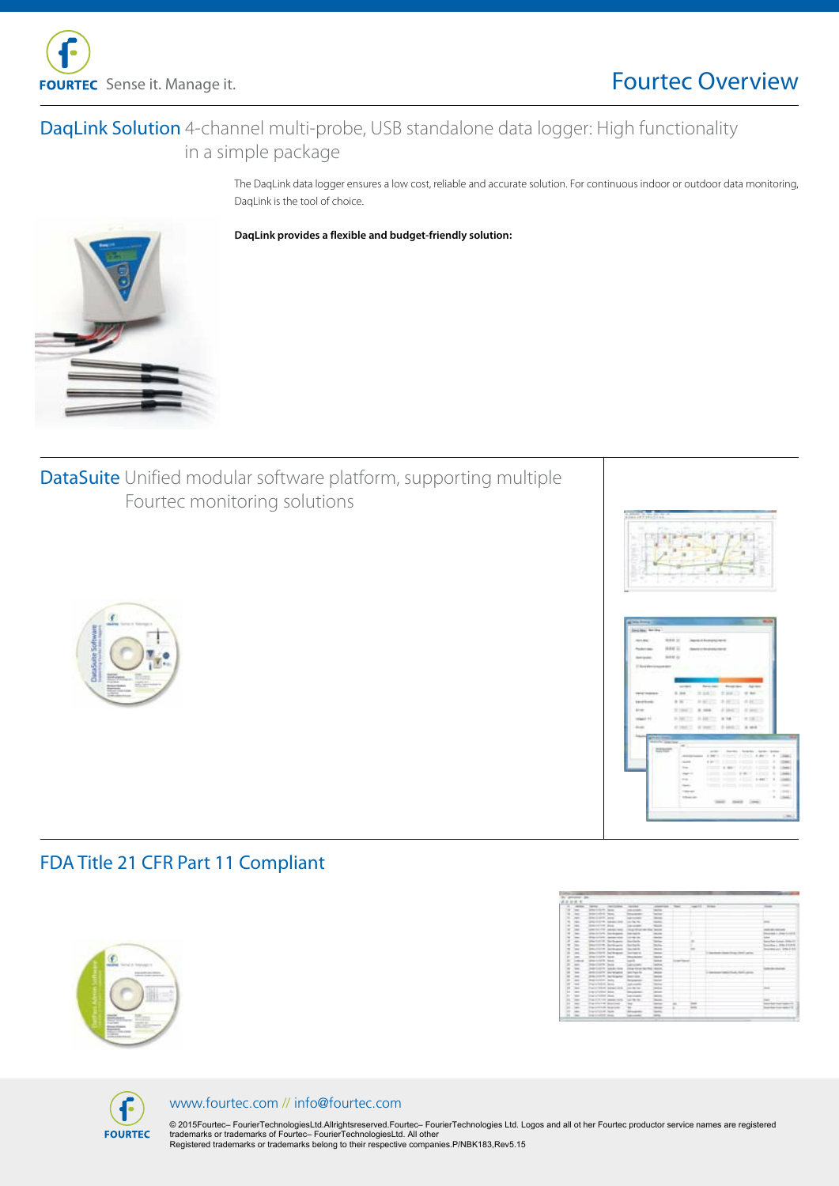# Fourtec Overview

## DaqLink Solution 4-channel multi-probe, USB standalone data logger: High functionality in a simple package

The DaqLink data logger ensures a low cost, reliable and accurate solution. For continuous indoor or outdoor data monitoring, DaqLink is the tool of choice.

**DaqLink provides a flexible and budget-friendly solution:**

## DataSuite Unified modular software platform, supporting multiple Fourtec monitoring solutions

## FDA Title 21 CFR Part 11 Compliant

www.fourtec.com // info@fourtec.com

© 2015Fourtec– FourierTechnologiesLtd.Allrightsreserved.Fourtec– FourierTechnologies Ltd. Logos and all ot her Fourtec productor service names are registered trademarks or trademarks of Fourtec– FourierTechnologiesLtd. All other Registered trademarks or trademarks belong to their respective companies.P/NBK183,Rev5.15